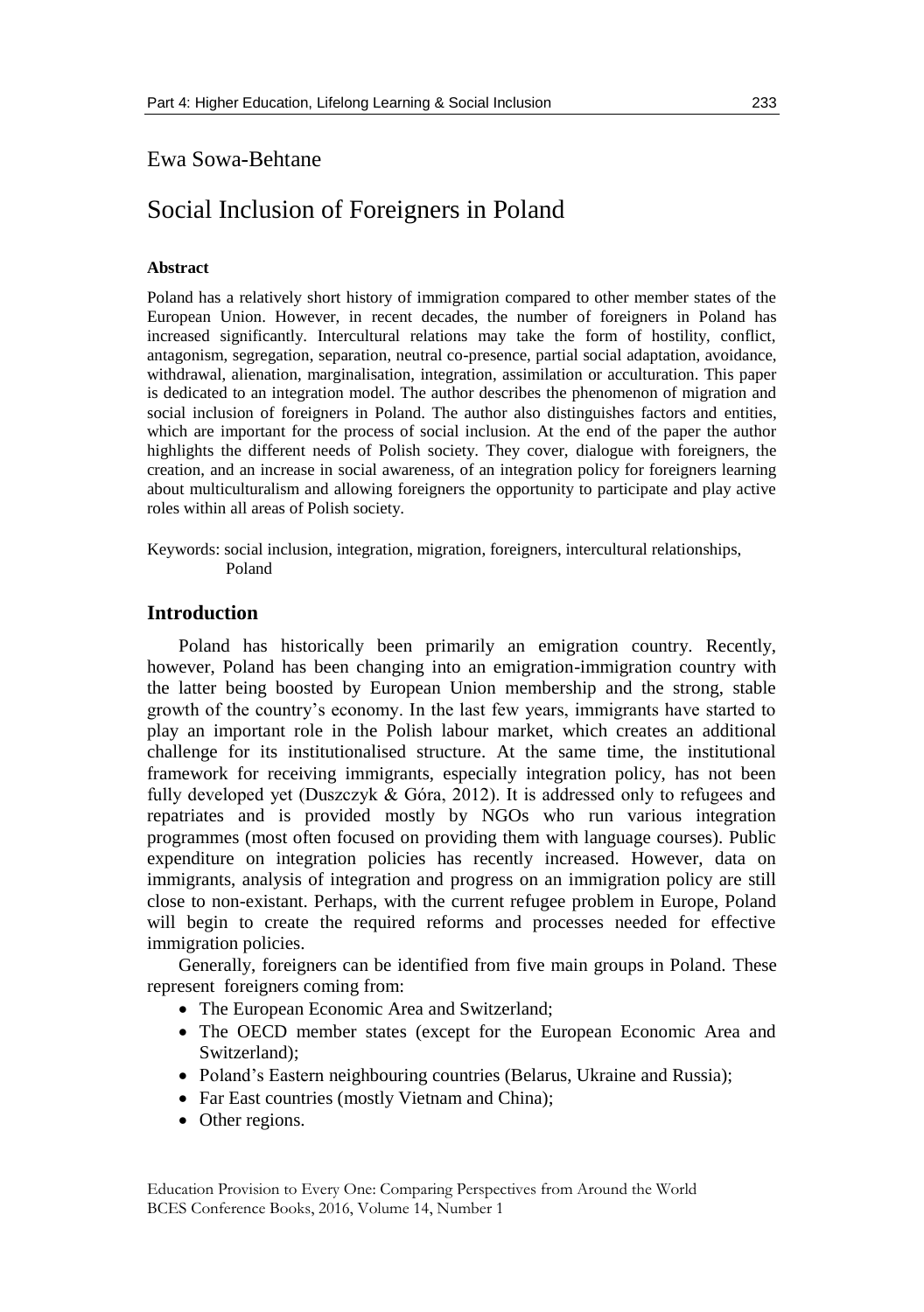Ewa Sowa-Behtane

# Social Inclusion of Foreigners in Poland

**Abstract**

Poland has a relatively short history of immigration compared to other member states of the European Union. However, in recent decades, the number of foreigners in Poland has increased significantly. Intercultural relations may take the form of hostility, conflict, antagonism, segregation, separation, neutral co-presence, partial social adaptation, avoidance, withdrawal, alienation, marginalisation, integration, assimilation or acculturation. This paper is dedicated to an integration model. The author describes the phenomenon of migration and social inclusion of foreigners in Poland. The author also distinguishes factors and entities, which are important for the process of social inclusion. At the end of the paper the author highlights the different needs of Polish society. They cover, dialogue with foreigners, the creation, and an increase in social awareness, of an integration policy for foreigners learning about multiculturalism and allowing foreigners the opportunity to participate and play active roles within all areas of Polish society.

Keywords: social inclusion, integration, migration, foreigners, intercultural relationships, Poland

## Introduction

Poland has historically been primarily an emigration country. Recently, however, Poland has been changing into an emigration-immigration country with the latter being boosted by European Union membership and the strong, stable growth of the country's economy. In the last few years, immigrants have started to play an important role in the Polish labour market, which creates an additional challenge for its institutionalised structure. At the same time, the institutional framework for receiving immigrants, especially integration policy, has not been fully developed yet (Duszczyk & Góra, 2012). It is addressed only to refugees and repatriates and is provided mostly by NGOs who run various integration programmes (most often focused on providing them with language courses). Public expenditure on integration policies has recently increased. However, data on immigrants, analysis of integration and progress on an immigration policy are still close to non-existant. Perhaps, with the current refugee problem in Europe, Poland will begin to create the required reforms and processes needed for effective immigration policies.

Generally, foreigners can be identified from five main groups in Poland. These represent foreigners coming from:

- The European Economic Area and Switzerland;
- The OECD member states (except for the European Economic Area and Switzerland);
- Poland's Eastern neighbouring countries (Belarus, Ukraine and Russia);
- Far East countries (mostly Vietnam and China);
- Other regions.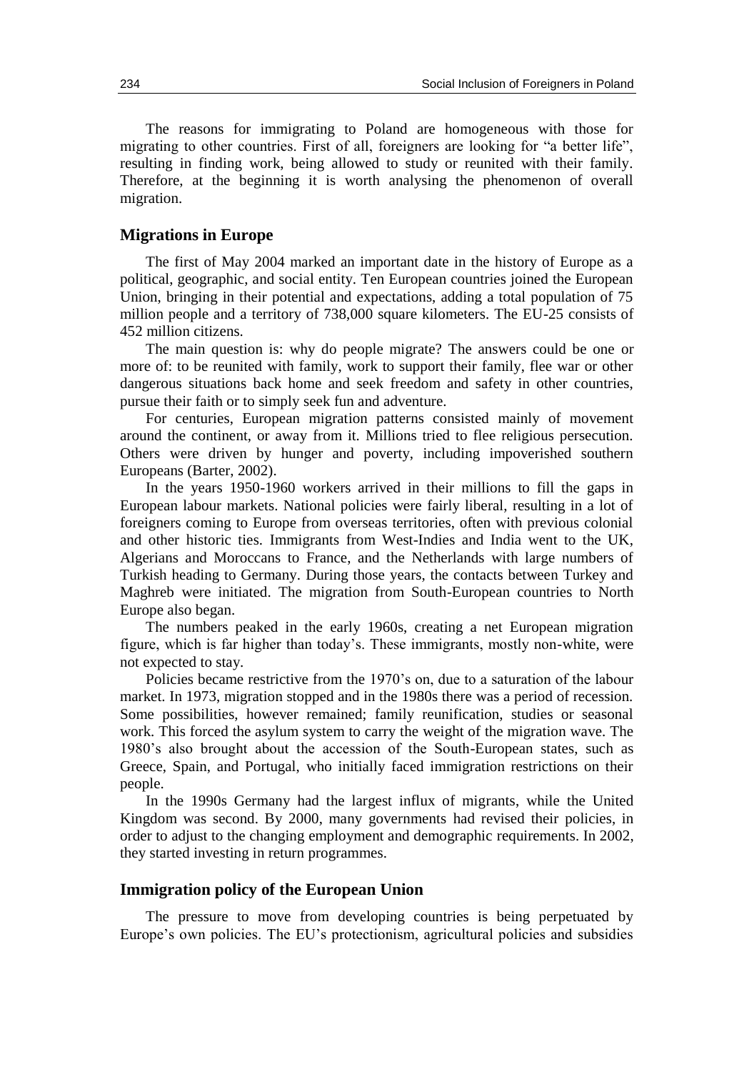The reasons for immigrating to Poland are homogeneous with those for migrating to other countries. First of all, foreigners are looking for "a better life", resulting in finding work, being allowed to study or reunited with their family. Therefore, at the beginning it is worth analysing the phenomenon of overall migration.

## Migrations in Europe

The first of May 2004 marked an important date in the history of Europe as a political, geographic, and social entity. Ten European countries joined the European Union, bringing in their potential and expectations, adding a total population of 75 million people and a territory of 738,000 square kilometers. The EU-25 consists of 452 million citizens.

The main question is: why do people migrate? The answers could be one or more of: to be reunited with family, work to support their family, flee war or other dangerous situations back home and seek freedom and safety in other countries, pursue their faith or to simply seek fun and adventure.

For centuries, European migration patterns consisted mainly of movement around the continent, or away from it. Millions tried to flee religious persecution. Others were driven by hunger and poverty, including impoverished southern Europeans (Barter, 2002).

In the years 1950-1960 workers arrived in their millions to fill the gaps in European labour markets. National policies were fairly liberal, resulting in a lot of foreigners coming to Europe from overseas territories, often with previous colonial and other historic ties. Immigrants from West-Indies and India went to the UK, Algerians and Moroccans to France, and the Netherlands with large numbers of Turkish heading to Germany. During those years, the contacts between Turkey and Maghreb were initiated. The migration from South-European countries to North Europe also began.

The numbers peaked in the early 1960s, creating a net European migration figure, which is far higher than today's. These immigrants, mostly non-white, were not expected to stay.

Policies became restrictive from the 1970's on, due to a saturation of the labour market. In 1973, migration stopped and in the 1980s there was a period of recession. Some possibilities, however remained; family reunification, studies or seasonal work. This forced the asylum system to carry the weight of the migration wave. The 1980's also brought about the accession of the South-European states, such as Greece, Spain, and Portugal, who initially faced immigration restrictions on their people.

In the 1990s Germany had the largest influx of migrants, while the United Kingdom was second. By 2000, many governments had revised their policies, in order to adjust to the changing employment and demographic requirements. In 2002, they started investing in return programmes.

## Immigration policy of the European Union

The pressure to move from developing countries is being perpetuated by Europe's own policies. The EU's protectionism, agricultural policies and subsidies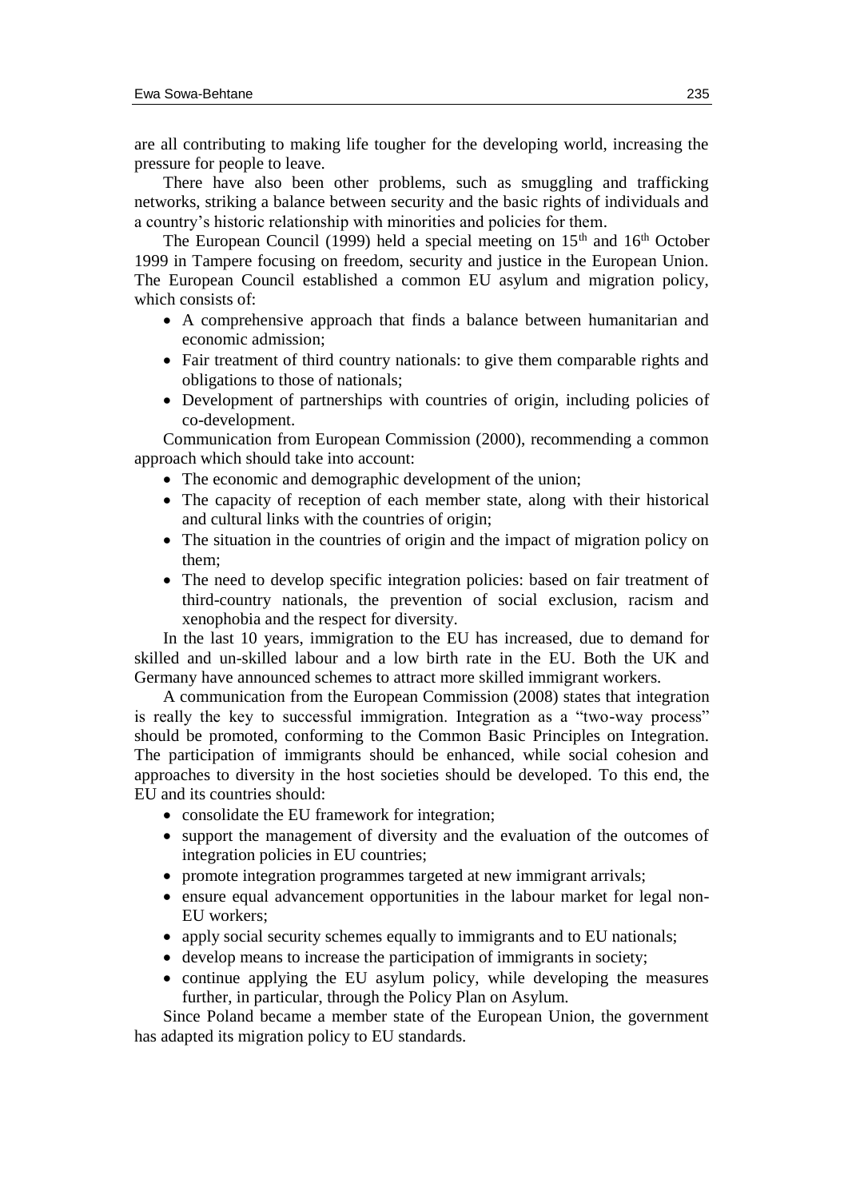are all contributing to making life tougher for the developing world, increasing the pressure for people to leave.

There have also been other problems, such as smuggling and trafficking networks, striking a balance between security and the basic rights of individuals and a country's historic relationship with minorities and policies for them.

The European Council (1999) held a special meeting on 15th and 16th October 1999 in Tampere focusing on freedom, security and justice in the European Union. The European Council established a common EU asylum and migration policy, which consists of:

- A comprehensive approach that finds a balance between humanitarian and economic admission;
- Fair treatment of third country nationals: to give them comparable rights and obligations to those of nationals;
- Development of partnerships with countries of origin, including policies of co-development.

Communication from European Commission (2000), recommending a common approach which should take into account:

- The economic and demographic development of the union;
- The capacity of reception of each member state, along with their historical and cultural links with the countries of origin;
- The situation in the countries of origin and the impact of migration policy on them;
- The need to develop specific integration policies: based on fair treatment of third-country nationals, the prevention of social exclusion, racism and xenophobia and the respect for diversity.

In the last 10 years, immigration to the EU has increased, due to demand for skilled and un-skilled labour and a low birth rate in the EU. Both the UK and Germany have announced schemes to attract more skilled immigrant workers.

A communication from the European Commission (2008) states that integration is really the key to successful immigration. Integration as a "two-way process" should be promoted, conforming to the Common Basic Principles on Integration. The participation of immigrants should be enhanced, while social cohesion and approaches to diversity in the host societies should be developed. To this end, the EU and its countries should:

- consolidate the EU framework for integration;
- support the management of diversity and the evaluation of the outcomes of integration policies in EU countries;
- promote integration programmes targeted at new immigrant arrivals;
- ensure equal advancement opportunities in the labour market for legal non-EU workers;
- apply social security schemes equally to immigrants and to EU nationals;
- develop means to increase the participation of immigrants in society;
- continue applying the EU asylum policy, while developing the measures further, in particular, through the Policy Plan on Asylum.

Since Poland became a member state of the European Union, the government has adapted its migration policy to EU standards.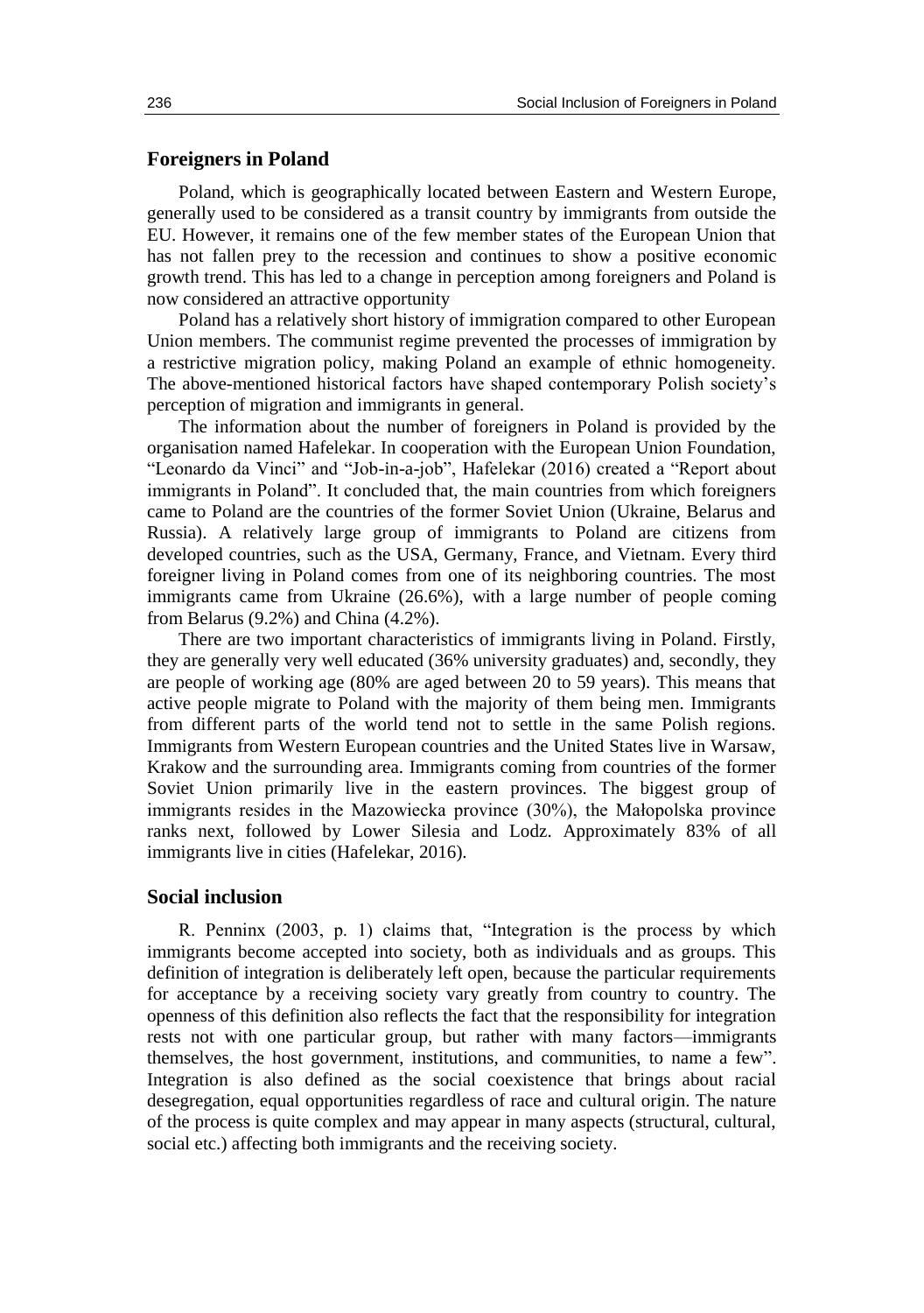## Foreigners in Poland

Poland, which is geographically located between Eastern and Western Europe, generally used to be considered as a transit country by immigrants from outside the EU. However, it remains one of the few member states of the European Union that has not fallen prey to the recession and continues to show a positive economic growth trend. This has led to a change in perception among foreigners and Poland is now considered an attractive opportunity

Poland has a relatively short history of immigration compared to other European Union members. The communist regime prevented the processes of immigration by a restrictive migration policy, making Poland an example of ethnic homogeneity. The above-mentioned historical factors have shaped contemporary Polish society's perception of migration and immigrants in general.

The information about the number of foreigners in Poland is provided by the organisation named Hafelekar. In cooperation with the European Union Foundation, "Leonardo da Vinci" and "Job-in-a-job", Hafelekar (2016) created a "Report about immigrants in Poland". It concluded that, the main countries from which foreigners came to Poland are the countries of the former Soviet Union (Ukraine, Belarus and Russia). A relatively large group of immigrants to Poland are citizens from developed countries, such as the USA, Germany, France, and Vietnam. Every third foreigner living in Poland comes from one of its neighboring countries. The most immigrants came from Ukraine (26.6%), with a large number of people coming from Belarus (9.2%) and China (4.2%).

There are two important characteristics of immigrants living in Poland. Firstly, they are generally very well educated (36% university graduates) and, secondly, they are people of working age (80% are aged between 20 to 59 years). This means that active people migrate to Poland with the majority of them being men. Immigrants from different parts of the world tend not to settle in the same Polish regions. Immigrants from Western European countries and the United States live in Warsaw, Krakow and the surrounding area. Immigrants coming from countries of the former Soviet Union primarily live in the eastern provinces. The biggest group of immigrants resides in the Mazowiecka province (30%), the Małopolska province ranks next, followed by Lower Silesia and Lodz. Approximately 83% of all immigrants live in cities (Hafelekar, 2016).

## Social inclusion

R. Penninx (2003, p. 1) claims that, "Integration is the process by which immigrants become accepted into society, both as individuals and as groups. This definition of integration is deliberately left open, because the particular requirements for acceptance by a receiving society vary greatly from country to country. The openness of this definition also reflects the fact that the responsibility for integration rests not with one particular group, but rather with many factors—immigrants themselves, the host government, institutions, and communities, to name a few". Integration is also defined as the social coexistence that brings about racial desegregation, equal opportunities regardless of race and cultural origin. The nature of the process is quite complex and may appear in many aspects (structural, cultural, social etc.) affecting both immigrants and the receiving society.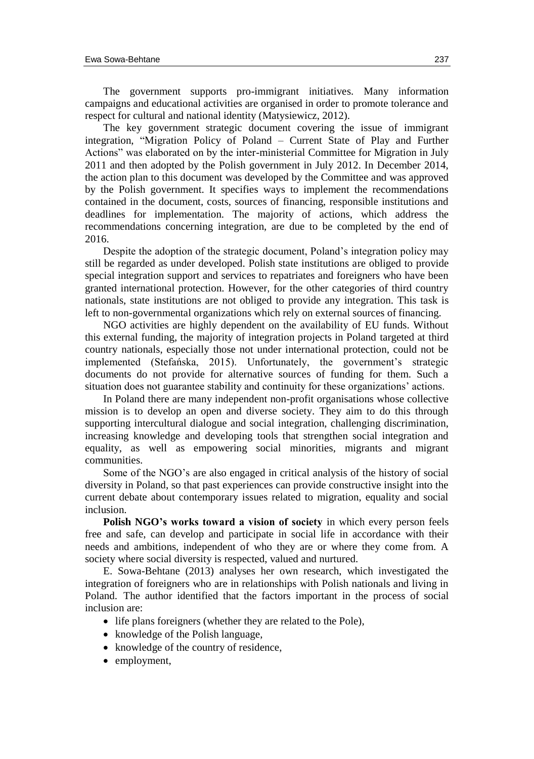The government supports pro-immigrant initiatives. Many information campaigns and educational activities are organised in order to promote tolerance and respect for cultural and national identity (Matysiewicz, 2012).

The key government strategic document covering the issue of immigrant integration, "Migration Policy of Poland – Current State of Play and Further Actions" was elaborated on by the inter-ministerial Committee for Migration in July 2011 and then adopted by the Polish government in July 2012. In December 2014, the action plan to this document was developed by the Committee and was approved by the Polish government. It specifies ways to implement the recommendations contained in the document, costs, sources of financing, responsible institutions and deadlines for implementation. The majority of actions, which address the recommendations concerning integration, are due to be completed by the end of 2016.

Despite the adoption of the strategic document, Poland's integration policy may still be regarded as under developed. Polish state institutions are obliged to provide special integration support and services to repatriates and foreigners who have been granted international protection. However, for the other categories of third country nationals, state institutions are not obliged to provide any integration. This task is left to non-governmental organizations which rely on external sources of financing.

NGO activities are highly dependent on the availability of EU funds. Without this external funding, the majority of integration projects in Poland targeted at third country nationals, especially those not under international protection, could not be implemented (Stefańska, 2015). Unfortunately, the government's strategic documents do not provide for alternative sources of funding for them. Such a situation does not guarantee stability and continuity for these organizations' actions.

In Poland there are many independent non-profit organisations whose collective mission is to develop an open and diverse society. They aim to do this through supporting intercultural dialogue and social integration, challenging discrimination, increasing knowledge and developing tools that strengthen social integration and equality, as well as empowering social minorities, migrants and migrant communities.

Some of the NGO's are also engaged in critical analysis of the history of social diversity in Poland, so that past experiences can provide constructive insight into the current debate about contemporary issues related to migration, equality and social inclusion.

**Polish NGO's works toward a vision of society** in which every person feels free and safe, can develop and participate in social life in accordance with their needs and ambitions, independent of who they are or where they come from. A society where social diversity is respected, valued and nurtured.

E. Sowa-Behtane (2013) analyses her own research, which investigated the integration of foreigners who are in relationships with Polish nationals and living in Poland. The author identified that the factors important in the process of social inclusion are:

- life plans foreigners (whether they are related to the Pole),
- knowledge of the Polish language,
- knowledge of the country of residence,
- employment,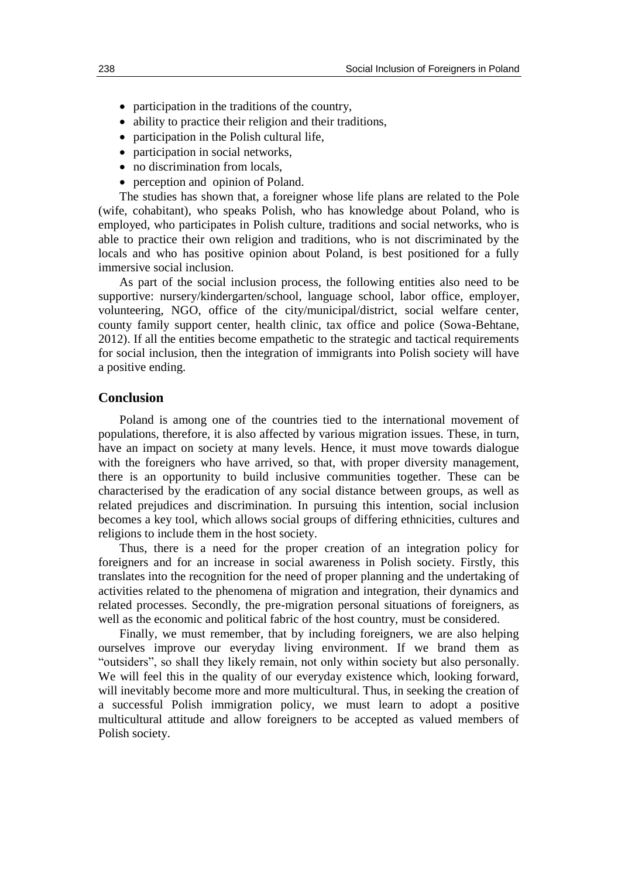- participation in the traditions of the country,
- ability to practice their religion and their traditions,
- participation in the Polish cultural life,
- participation in social networks,
- no discrimination from locals,
- perception and opinion of Poland.

The studies has shown that, a foreigner whose life plans are related to the Pole (wife, cohabitant), who speaks Polish, who has knowledge about Poland, who is employed, who participates in Polish culture, traditions and social networks, who is able to practice their own religion and traditions, who is not discriminated by the locals and who has positive opinion about Poland, is best positioned for a fully immersive social inclusion.

As part of the social inclusion process, the following entities also need to be supportive: nursery/kindergarten/school, language school, labor office, employer, volunteering, NGO, office of the city/municipal/district, social welfare center, county family support center, health clinic, tax office and police (Sowa-Behtane, 2012). If all the entities become empathetic to the strategic and tactical requirements for social inclusion, then the integration of immigrants into Polish society will have a positive ending.

## Conclusion

Poland is among one of the countries tied to the international movement of populations, therefore, it is also affected by various migration issues. These, in turn, have an impact on society at many levels. Hence, it must move towards dialogue with the foreigners who have arrived, so that, with proper diversity management, there is an opportunity to build inclusive communities together. These can be characterised by the eradication of any social distance between groups, as well as related prejudices and discrimination. In pursuing this intention, social inclusion becomes a key tool, which allows social groups of differing ethnicities, cultures and religions to include them in the host society.

Thus, there is a need for the proper creation of an integration policy for foreigners and for an increase in social awareness in Polish society. Firstly, this translates into the recognition for the need of proper planning and the undertaking of activities related to the phenomena of migration and integration, their dynamics and related processes. Secondly, the pre-migration personal situations of foreigners, as well as the economic and political fabric of the host country, must be considered.

Finally, we must remember, that by including foreigners, we are also helping ourselves improve our everyday living environment. If we brand them as "outsiders", so shall they likely remain, not only within society but also personally. We will feel this in the quality of our everyday existence which, looking forward, will inevitably become more and more multicultural. Thus, in seeking the creation of a successful Polish immigration policy, we must learn to adopt a positive multicultural attitude and allow foreigners to be accepted as valued members of Polish society.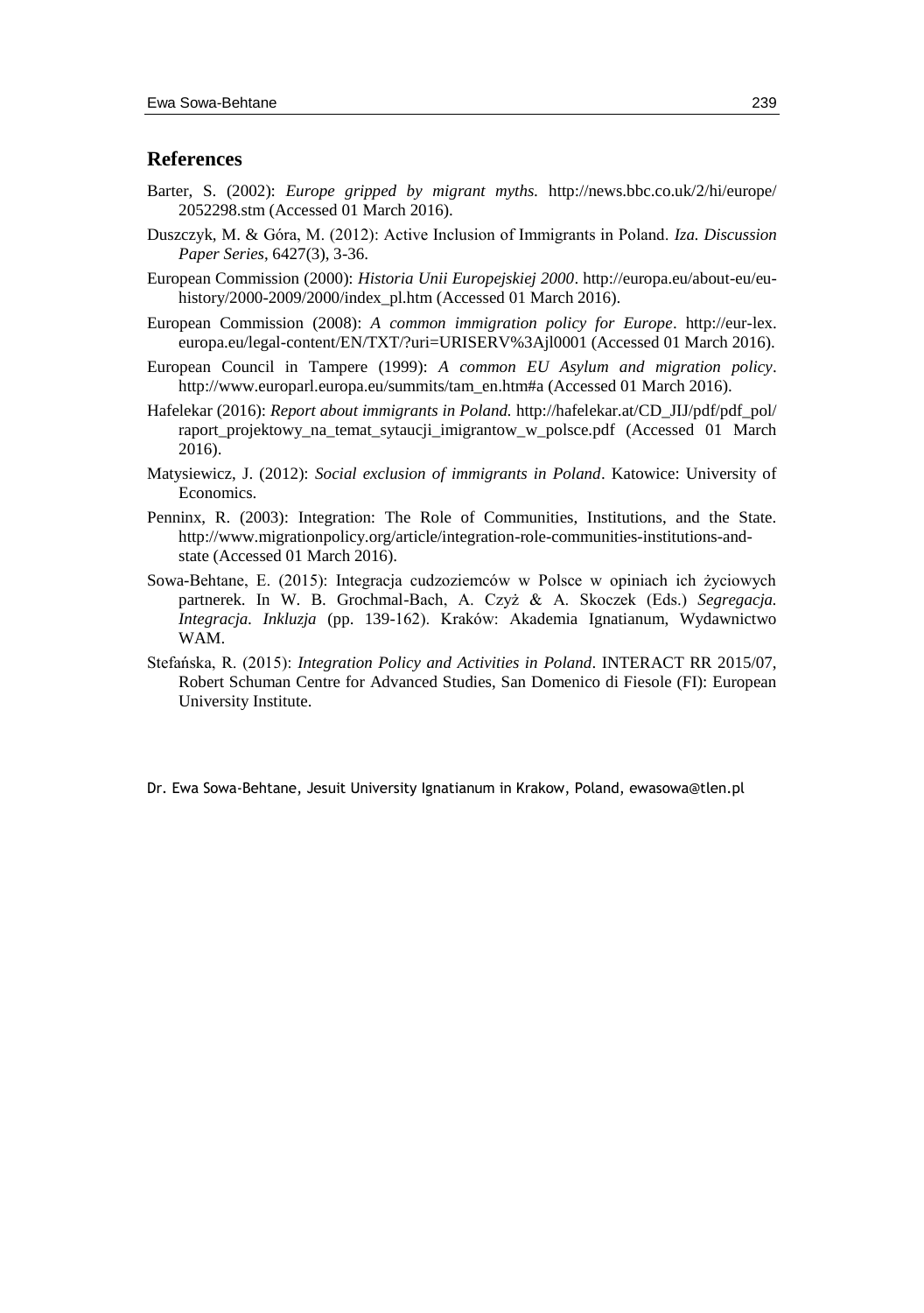## References

Barter, S. (2002): *Europe gripped by migrant myths.* http://news.bbc.co.uk/2/hi/europe/2052298.stm (Accessed 01 March 2016).

Duszczyk, M. & Góra, M. (2012): Active Inclusion of Immigrants in Poland. *Iza. Discussion Paper Series*, 6427(3), 3-36.

European Commission (2000): *Historia Unii Europejskiej 2000*. http://europa.eu/about-eu/eu-history/2000-2009/2000/index_pl.htm (Accessed 01 March 2016).

European Commission (2008): *A common immigration policy for Europe*. http://eur-lex.europa.eu/legal-content/EN/TXT/?uri=URISERV%3Ajl0001 (Accessed 01 March 2016).

European Council in Tampere (1999): *A common EU Asylum and migration policy*. http://www.europarl.europa.eu/summits/tam_en.htm#a (Accessed 01 March 2016).

Hafelekar (2016): *Report about immigrants in Poland.* http://hafelekar.at/CD_JIJ/pdf/pdf_pol/raport_projektowy_na_temat_sytaucji_imigrantow_w_polsce.pdf (Accessed 01 March 2016).

Matysiewicz, J. (2012): *Social exclusion of immigrants in Poland*. Katowice: University of Economics.

Penninx, R. (2003): Integration: The Role of Communities, Institutions, and the State. http://www.migrationpolicy.org/article/integration-role-communities-institutions-and-state (Accessed 01 March 2016).

Sowa-Behtane, E. (2015): Integracja cudzoziemców w Polsce w opiniach ich życiowych partnerek. In W. B. Grochmal-Bach, A. Czyż & A. Skoczek (Eds.) *Segregacja. Integracja. Inkluzja* (pp. 139-162). Kraków: Akademia Ignatianum, Wydawnictwo WAM.

Stefańska, R. (2015): *Integration Policy and Activities in Poland*. INTERACT RR 2015/07, Robert Schuman Centre for Advanced Studies, San Domenico di Fiesole (FI): European University Institute.

Dr. Ewa Sowa-Behtane, Jesuit University Ignatianum in Krakow, Poland, ewasowa@tlen.pl